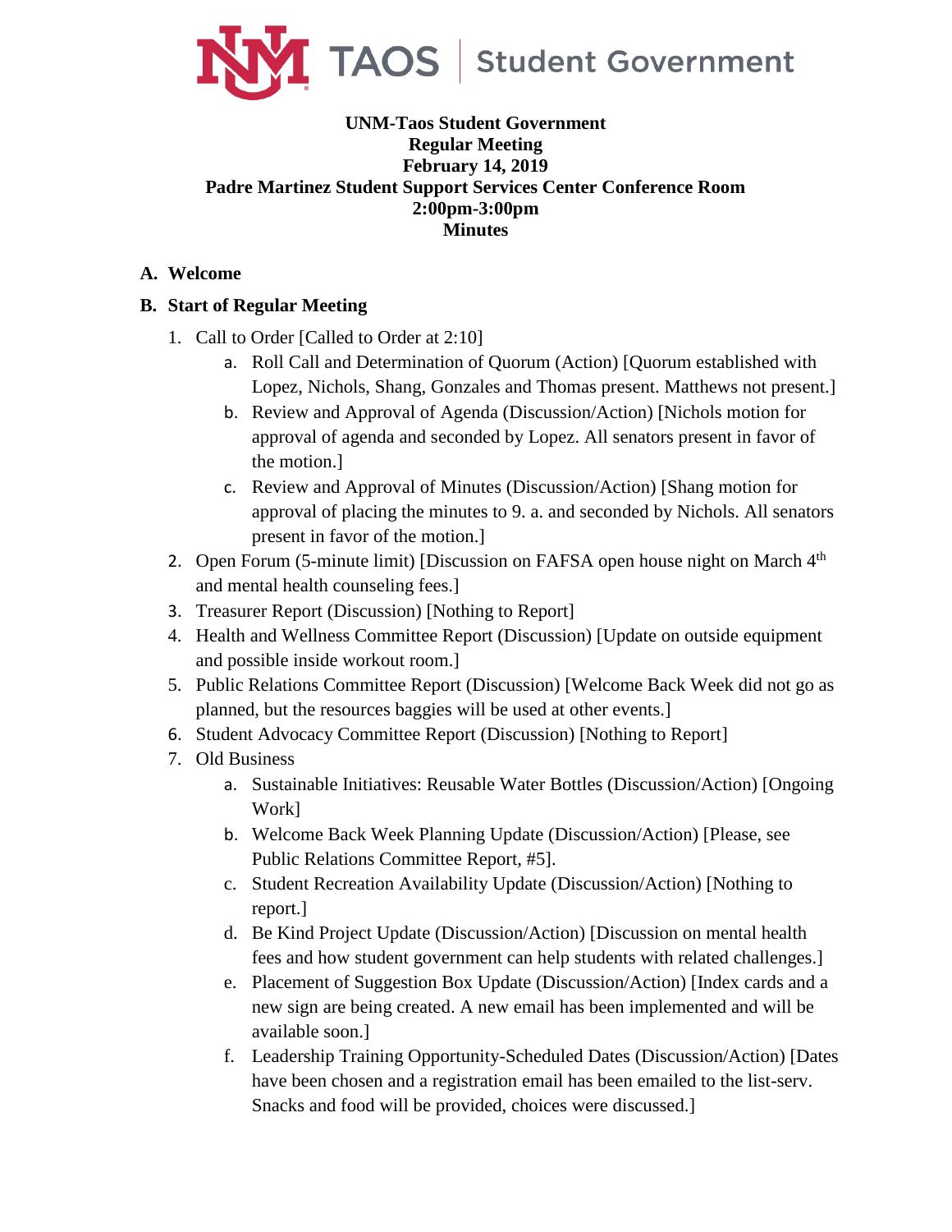UNM TAOS | Student Government

**UNM-Taos Student Government**
**Regular Meeting**
**February 14, 2019**
**Padre Martinez Student Support Services Center Conference Room**
**2:00pm-3:00pm**
**Minutes**

**A. Welcome**

**B. Start of Regular Meeting**

1. Call to Order [Called to Order at 2:10]
   a. Roll Call and Determination of Quorum (Action) [Quorum established with Lopez, Nichols, Shang, Gonzales and Thomas present. Matthews not present.]
   b. Review and Approval of Agenda (Discussion/Action) [Nichols motion for approval of agenda and seconded by Lopez. All senators present in favor of the motion.]
   c. Review and Approval of Minutes (Discussion/Action) [Shang motion for approval of placing the minutes to 9. a. and seconded by Nichols. All senators present in favor of the motion.]
2. Open Forum (5-minute limit) [Discussion on FAFSA open house night on March 4th and mental health counseling fees.]
3. Treasurer Report (Discussion) [Nothing to Report]
4. Health and Wellness Committee Report (Discussion) [Update on outside equipment and possible inside workout room.]
5. Public Relations Committee Report (Discussion) [Welcome Back Week did not go as planned, but the resources baggies will be used at other events.]
6. Student Advocacy Committee Report (Discussion) [Nothing to Report]
7. Old Business
   a. Sustainable Initiatives: Reusable Water Bottles (Discussion/Action) [Ongoing Work]
   b. Welcome Back Week Planning Update (Discussion/Action) [Please, see Public Relations Committee Report, #5].
   c. Student Recreation Availability Update (Discussion/Action) [Nothing to report.]
   d. Be Kind Project Update (Discussion/Action) [Discussion on mental health fees and how student government can help students with related challenges.]
   e. Placement of Suggestion Box Update (Discussion/Action) [Index cards and a new sign are being created. A new email has been implemented and will be available soon.]
   f. Leadership Training Opportunity-Scheduled Dates (Discussion/Action) [Dates have been chosen and a registration email has been emailed to the list-serv. Snacks and food will be provided, choices were discussed.]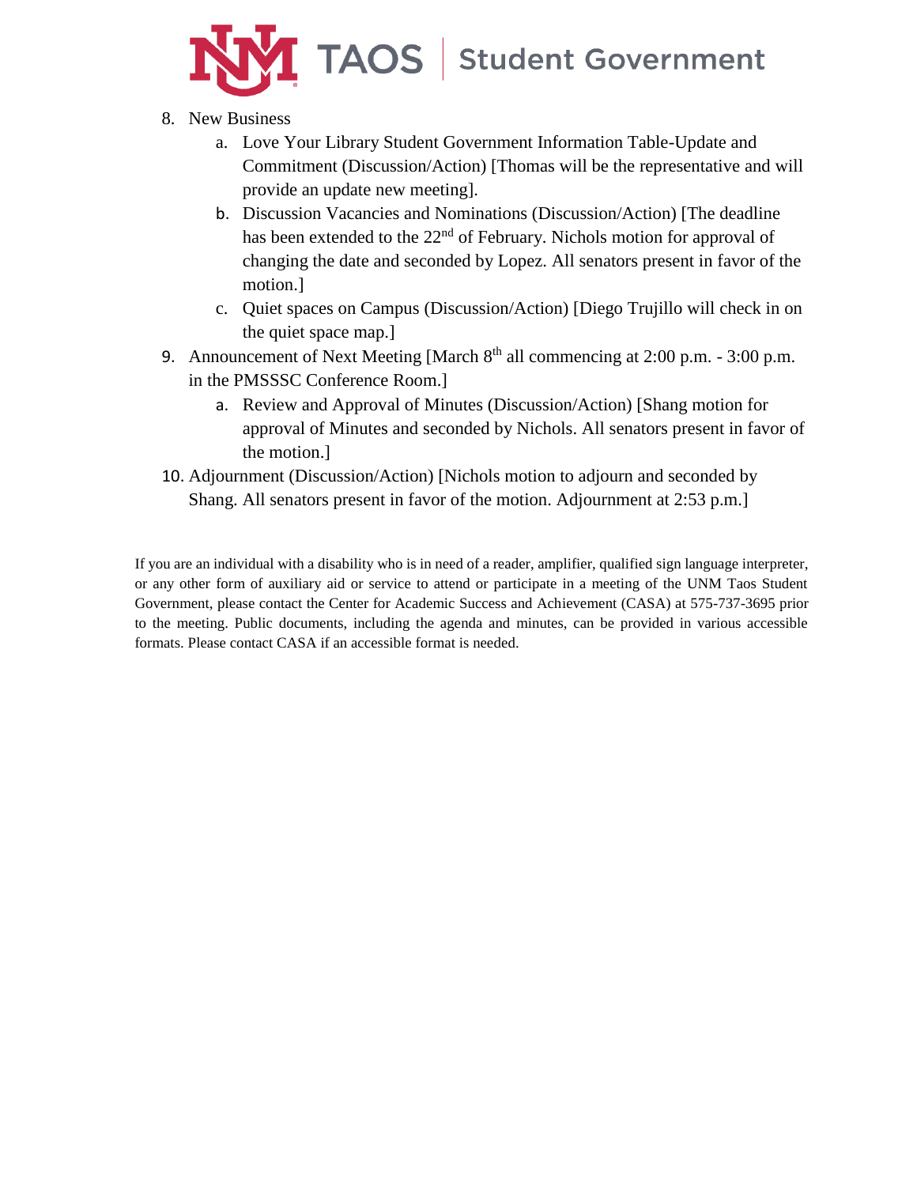8. New Business
    a. Love Your Library Student Government Information Table-Update and Commitment (Discussion/Action) [Thomas will be the representative and will provide an update new meeting].
    b. Discussion Vacancies and Nominations (Discussion/Action) [The deadline has been extended to the 22nd of February. Nichols motion for approval of changing the date and seconded by Lopez. All senators present in favor of the motion.]
    c. Quiet spaces on Campus (Discussion/Action) [Diego Trujillo will check in on the quiet space map.]
9. Announcement of Next Meeting [March 8th all commencing at 2:00 p.m. - 3:00 p.m. in the PMSSSC Conference Room.]
    a. Review and Approval of Minutes (Discussion/Action) [Shang motion for approval of Minutes and seconded by Nichols. All senators present in favor of the motion.]
10. Adjournment (Discussion/Action) [Nichols motion to adjourn and seconded by Shang. All senators present in favor of the motion. Adjournment at 2:53 p.m.]

If you are an individual with a disability who is in need of a reader, amplifier, qualified sign language interpreter, or any other form of auxiliary aid or service to attend or participate in a meeting of the UNM Taos Student Government, please contact the Center for Academic Success and Achievement (CASA) at 575-737-3695 prior to the meeting. Public documents, including the agenda and minutes, can be provided in various accessible formats. Please contact CASA if an accessible format is needed.